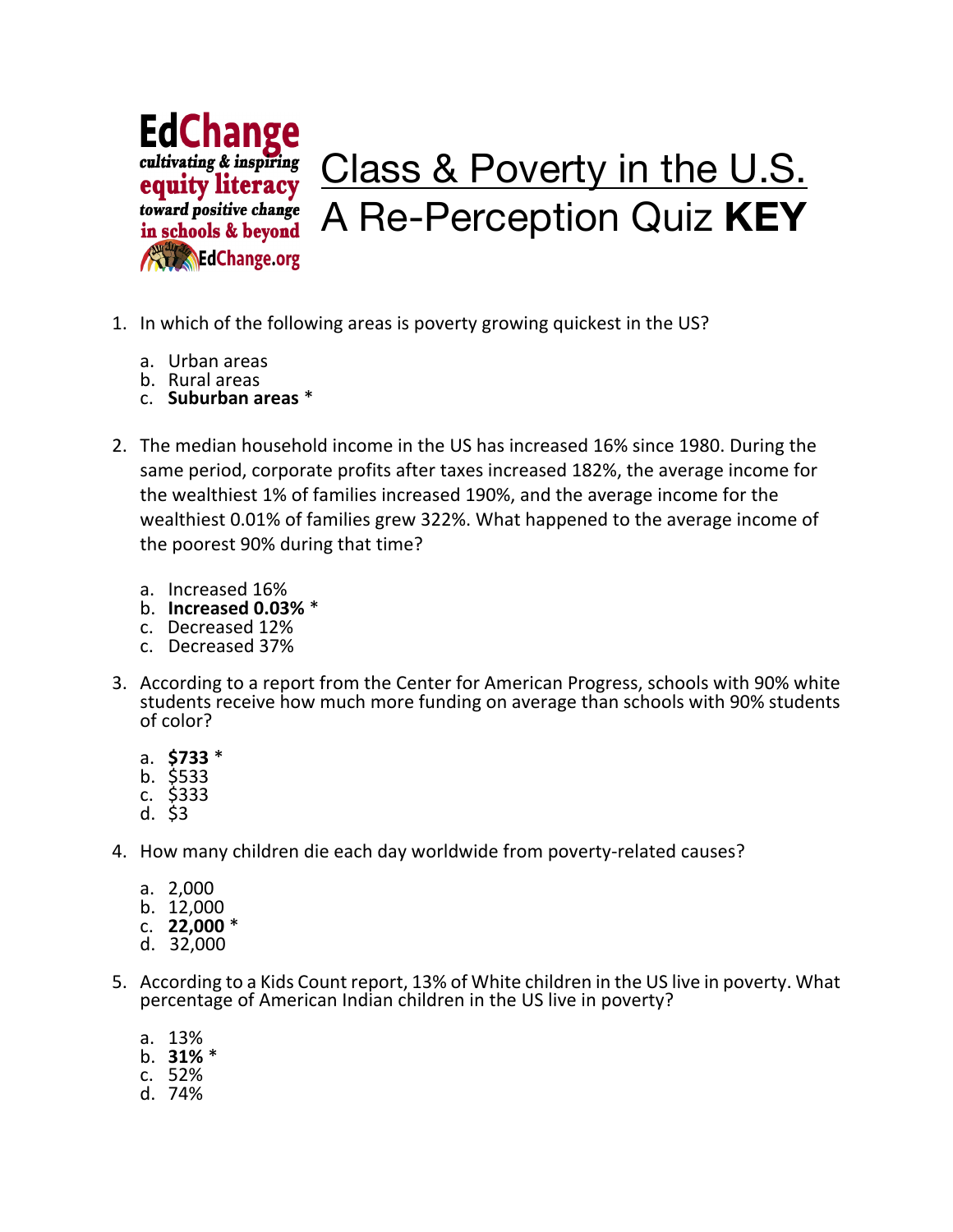EdChange
*cultivating & inspiring*
**equity literacy**
*toward positive change*
**in schools & beyond**
EdChange.org

# Class & Poverty in the U.S. A Re-Perception Quiz **KEY**

1. In which of the following areas is poverty growing quickest in the US?

    a. Urban areas
    b. Rural areas
    c. **Suburban areas** *

2. The median household income in the US has increased 16% since 1980. During the same period, corporate profits after taxes increased 182%, the average income for the wealthiest 1% of families increased 190%, and the average income for the wealthiest 0.01% of families grew 322%. What happened to the average income of the poorest 90% during that time?

    a. Increased 16%
    b. **Increased 0.03%** *
    c. Decreased 12%
    c. Decreased 37%

3. According to a report from the Center for American Progress, schools with 90% white students receive how much more funding on average than schools with 90% students of color?

    a. **$733** *
    b. $533
    c. $333
    d. $3

4. How many children die each day worldwide from poverty-related causes?

    a. 2,000
    b. 12,000
    c. **22,000** *
    d. 32,000

5. According to a Kids Count report, 13% of White children in the US live in poverty. What percentage of American Indian children in the US live in poverty?

    a. 13%
    b. **31%** *
    c. 52%
    d. 74%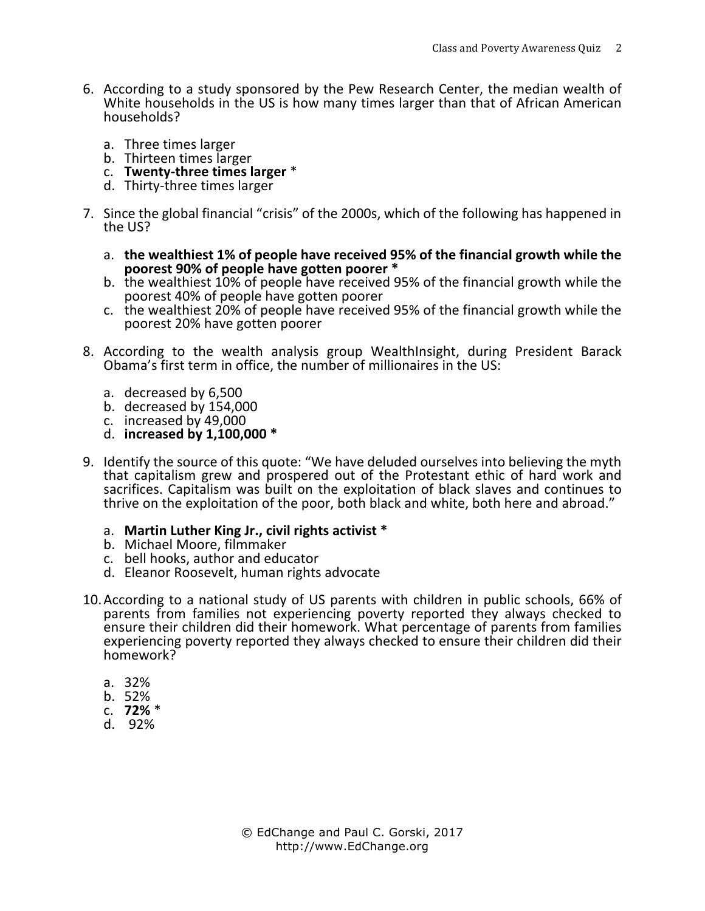6. According to a study sponsored by the Pew Research Center, the median wealth of White households in the US is how many times larger than that of African American households?

   a. Three times larger
   b. Thirteen times larger
   c. **Twenty-three times larger** *
   d. Thirty-three times larger

7. Since the global financial "crisis" of the 2000s, which of the following has happened in the US?

   a. **the wealthiest 1% of people have received 95% of the financial growth while the poorest 90% of people have gotten poorer ***
   b. the wealthiest 10% of people have received 95% of the financial growth while the poorest 40% of people have gotten poorer
   c. the wealthiest 20% of people have received 95% of the financial growth while the poorest 20% have gotten poorer

8. According to the wealth analysis group WealthInsight, during President Barack Obama's first term in office, the number of millionaires in the US:

   a. decreased by 6,500
   b. decreased by 154,000
   c. increased by 49,000
   d. **increased by 1,100,000 ***

9. Identify the source of this quote: "We have deluded ourselves into believing the myth that capitalism grew and prospered out of the Protestant ethic of hard work and sacrifices. Capitalism was built on the exploitation of black slaves and continues to thrive on the exploitation of the poor, both black and white, both here and abroad."

   a. **Martin Luther King Jr., civil rights activist ***
   b. Michael Moore, filmmaker
   c. bell hooks, author and educator
   d. Eleanor Roosevelt, human rights advocate

10. According to a national study of US parents with children in public schools, 66% of parents from families not experiencing poverty reported they always checked to ensure their children did their homework. What percentage of parents from families experiencing poverty reported they always checked to ensure their children did their homework?

    a. 32%
    b. 52%
    c. **72%** *
    d. 92%

© EdChange and Paul C. Gorski, 2017
http://www.EdChange.org